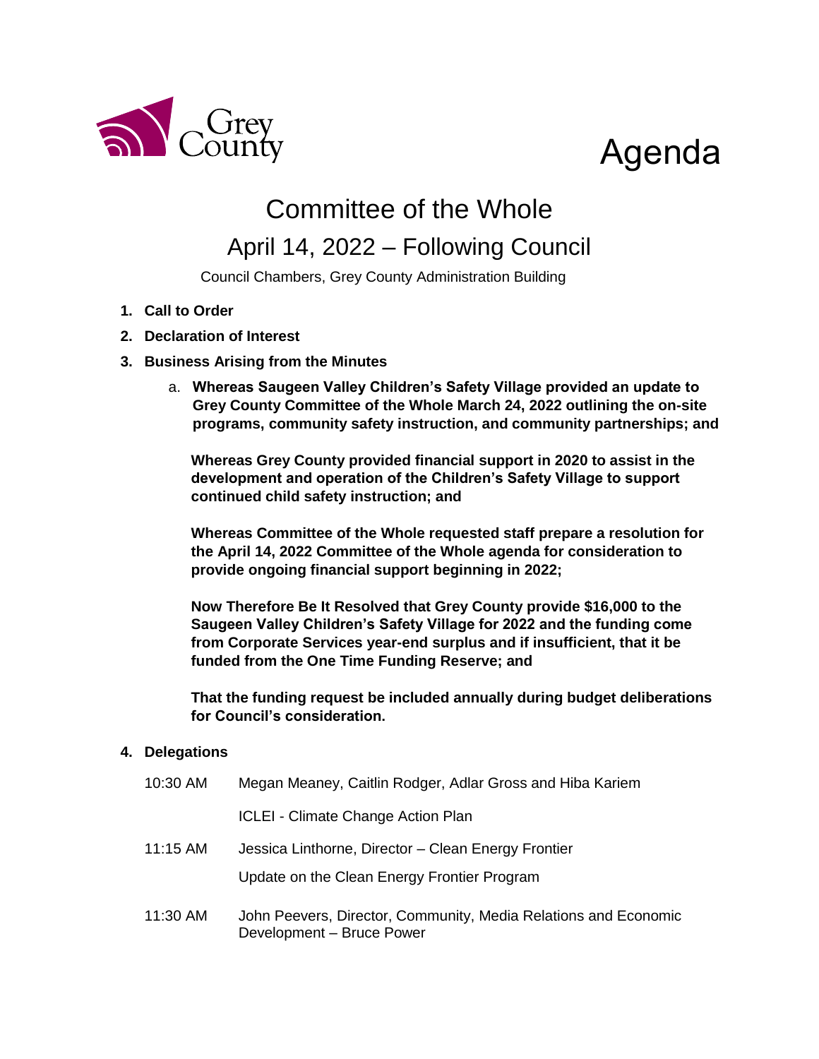Grey County

# Agenda

## Committee of the Whole

## April 14, 2022 – Following Council

Council Chambers, Grey County Administration Building

1. **Call to Order**
2. **Declaration of Interest**
3. **Business Arising from the Minutes**

    a. **Whereas Saugeen Valley Children's Safety Village provided an update to Grey County Committee of the Whole March 24, 2022 outlining the on-site programs, community safety instruction, and community partnerships; and**

    **Whereas Grey County provided financial support in 2020 to assist in the development and operation of the Children's Safety Village to support continued child safety instruction; and**

    **Whereas Committee of the Whole requested staff prepare a resolution for the April 14, 2022 Committee of the Whole agenda for consideration to provide ongoing financial support beginning in 2022;**

    **Now Therefore Be It Resolved that Grey County provide $16,000 to the Saugeen Valley Children's Safety Village for 2022 and the funding come from Corporate Services year-end surplus and if insufficient, that it be funded from the One Time Funding Reserve; and**

    **That the funding request be included annually during budget deliberations for Council's consideration.**

4. **Delegations**

| | |
|---|---|
| 10:30 AM | Megan Meaney, Caitlin Rodger, Adlar Gross and Hiba Kariem<br>ICLEI - Climate Change Action Plan |
| 11:15 AM | Jessica Linthorne, Director – Clean Energy Frontier<br>Update on the Clean Energy Frontier Program |
| 11:30 AM | John Peevers, Director, Community, Media Relations and Economic Development – Bruce Power |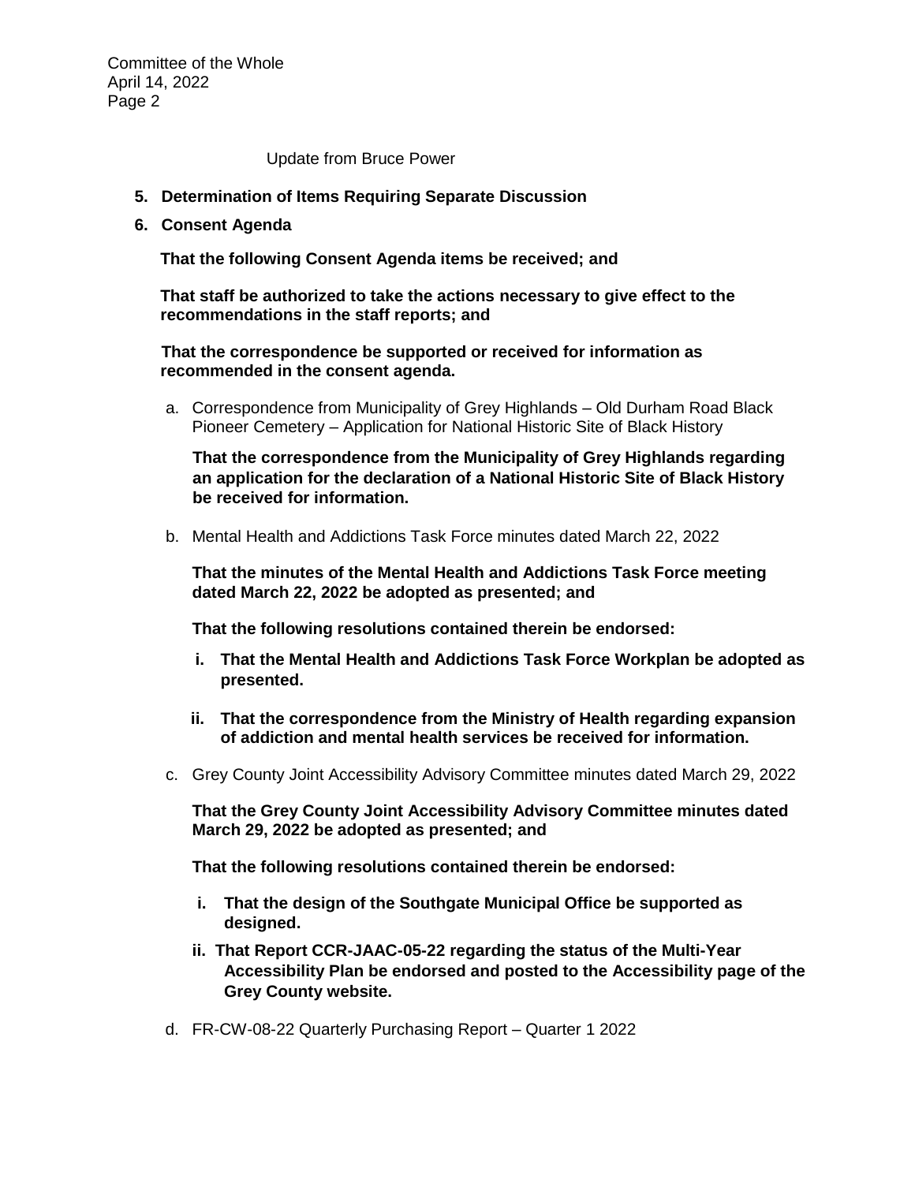Update from Bruce Power

**5. Determination of Items Requiring Separate Discussion**

**6. Consent Agenda**

**That the following Consent Agenda items be received; and**

**That staff be authorized to take the actions necessary to give effect to the recommendations in the staff reports; and**

**That the correspondence be supported or received for information as recommended in the consent agenda.**

a. Correspondence from Municipality of Grey Highlands – Old Durham Road Black Pioneer Cemetery – Application for National Historic Site of Black History

   **That the correspondence from the Municipality of Grey Highlands regarding an application for the declaration of a National Historic Site of Black History be received for information.**

b. Mental Health and Addictions Task Force minutes dated March 22, 2022

   **That the minutes of the Mental Health and Addictions Task Force meeting dated March 22, 2022 be adopted as presented; and**

   **That the following resolutions contained therein be endorsed:**

   **i. That the Mental Health and Addictions Task Force Workplan be adopted as presented.**

   **ii. That the correspondence from the Ministry of Health regarding expansion of addiction and mental health services be received for information.**

c. Grey County Joint Accessibility Advisory Committee minutes dated March 29, 2022

   **That the Grey County Joint Accessibility Advisory Committee minutes dated March 29, 2022 be adopted as presented; and**

   **That the following resolutions contained therein be endorsed:**

   **i. That the design of the Southgate Municipal Office be supported as designed.**

   **ii. That Report CCR-JAAC-05-22 regarding the status of the Multi-Year Accessibility Plan be endorsed and posted to the Accessibility page of the Grey County website.**

d. FR-CW-08-22 Quarterly Purchasing Report – Quarter 1 2022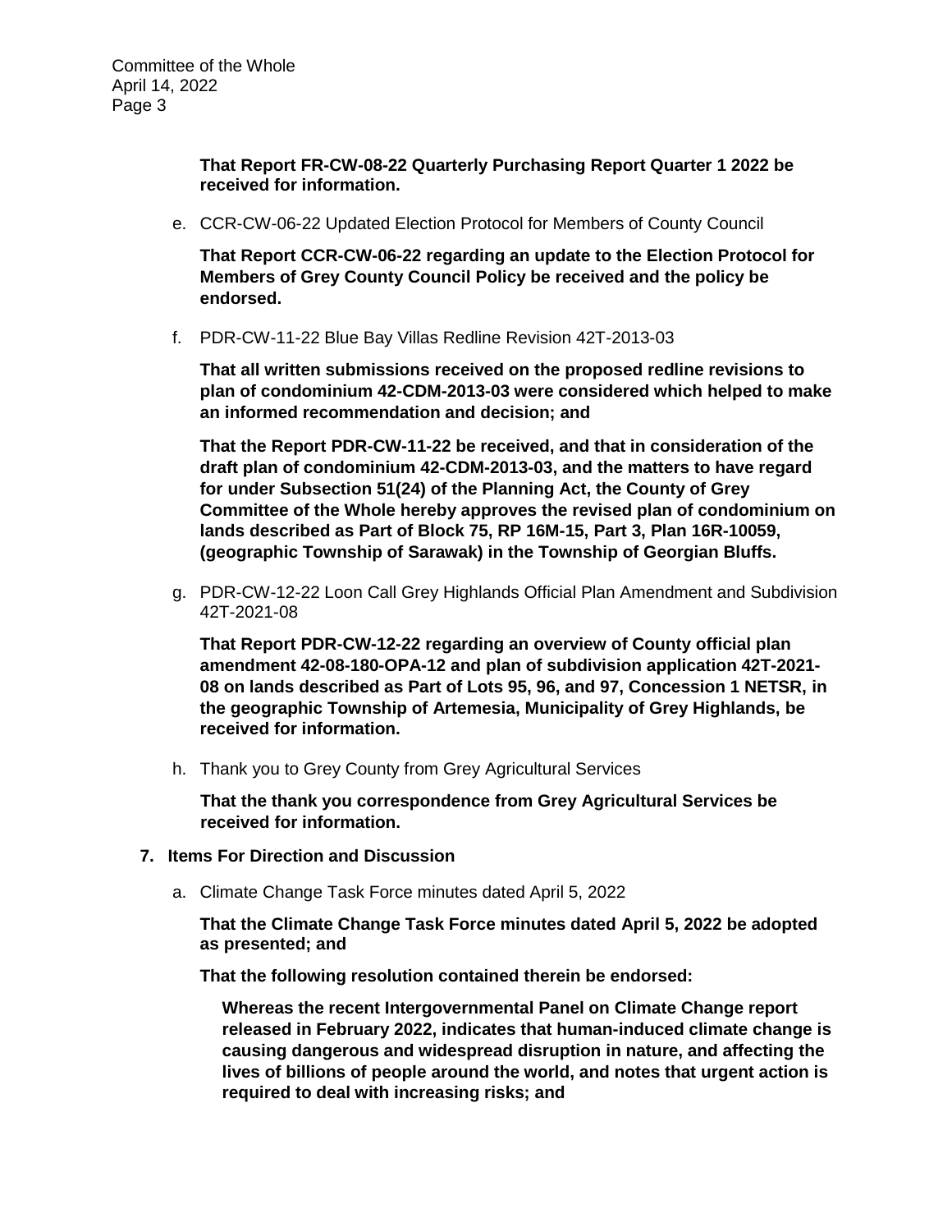**That Report FR-CW-08-22 Quarterly Purchasing Report Quarter 1 2022 be received for information.**

e. CCR-CW-06-22 Updated Election Protocol for Members of County Council

   **That Report CCR-CW-06-22 regarding an update to the Election Protocol for Members of Grey County Council Policy be received and the policy be endorsed.**

f. PDR-CW-11-22 Blue Bay Villas Redline Revision 42T-2013-03

   **That all written submissions received on the proposed redline revisions to plan of condominium 42-CDM-2013-03 were considered which helped to make an informed recommendation and decision; and**

   **That the Report PDR-CW-11-22 be received, and that in consideration of the draft plan of condominium 42-CDM-2013-03, and the matters to have regard for under Subsection 51(24) of the Planning Act, the County of Grey Committee of the Whole hereby approves the revised plan of condominium on lands described as Part of Block 75, RP 16M-15, Part 3, Plan 16R-10059, (geographic Township of Sarawak) in the Township of Georgian Bluffs.**

g. PDR-CW-12-22 Loon Call Grey Highlands Official Plan Amendment and Subdivision 42T-2021-08

   **That Report PDR-CW-12-22 regarding an overview of County official plan amendment 42-08-180-OPA-12 and plan of subdivision application 42T-2021-08 on lands described as Part of Lots 95, 96, and 97, Concession 1 NETSR, in the geographic Township of Artemesia, Municipality of Grey Highlands, be received for information.**

h. Thank you to Grey County from Grey Agricultural Services

   **That the thank you correspondence from Grey Agricultural Services be received for information.**

## 7. Items For Direction and Discussion

a. Climate Change Task Force minutes dated April 5, 2022

   **That the Climate Change Task Force minutes dated April 5, 2022 be adopted as presented; and**

   **That the following resolution contained therein be endorsed:**

   > **Whereas the recent Intergovernmental Panel on Climate Change report released in February 2022, indicates that human-induced climate change is causing dangerous and widespread disruption in nature, and affecting the lives of billions of people around the world, and notes that urgent action is required to deal with increasing risks; and**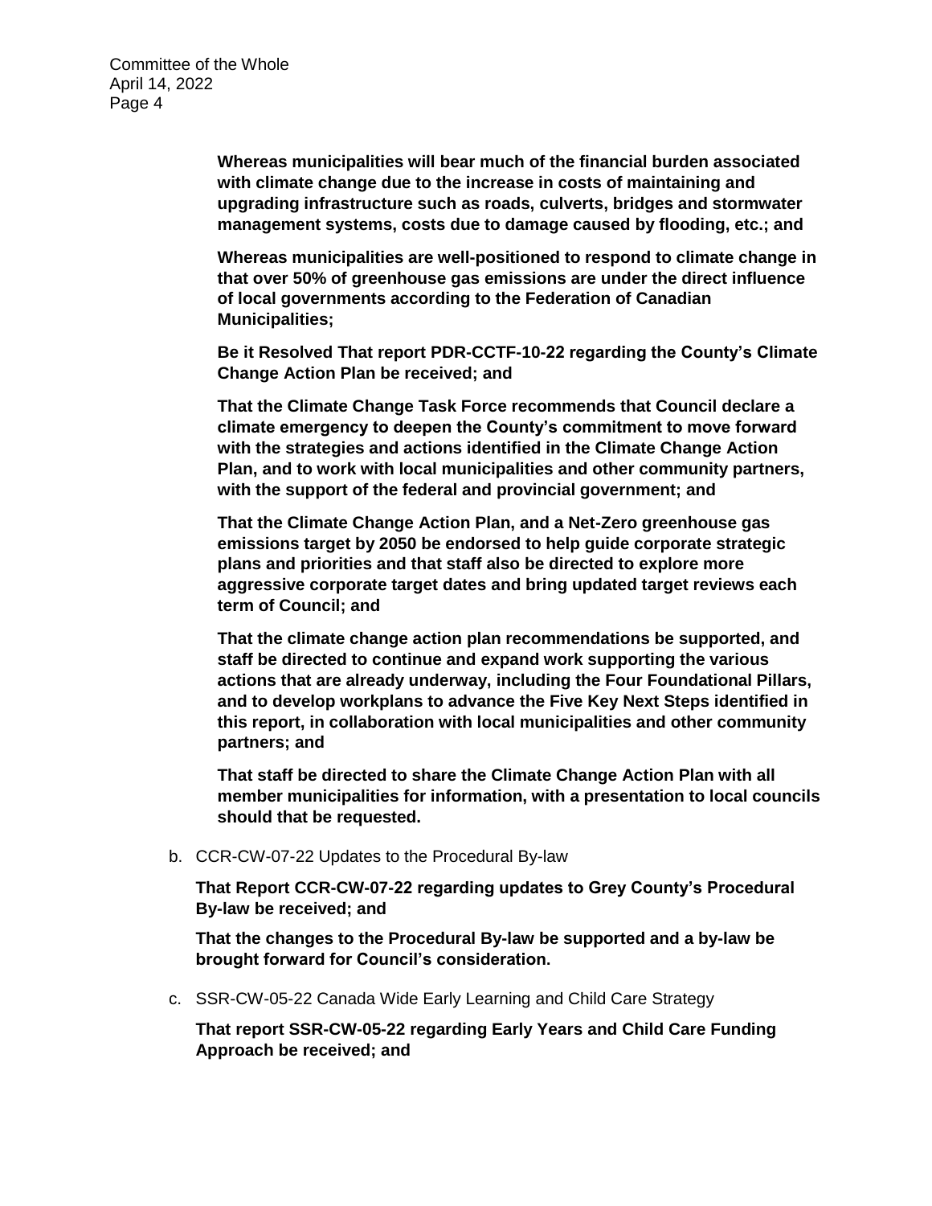**Whereas municipalities will bear much of the financial burden associated with climate change due to the increase in costs of maintaining and upgrading infrastructure such as roads, culverts, bridges and stormwater management systems, costs due to damage caused by flooding, etc.; and**

**Whereas municipalities are well-positioned to respond to climate change in that over 50% of greenhouse gas emissions are under the direct influence of local governments according to the Federation of Canadian Municipalities;**

**Be it Resolved That report PDR-CCTF-10-22 regarding the County's Climate Change Action Plan be received; and**

**That the Climate Change Task Force recommends that Council declare a climate emergency to deepen the County's commitment to move forward with the strategies and actions identified in the Climate Change Action Plan, and to work with local municipalities and other community partners, with the support of the federal and provincial government; and**

**That the Climate Change Action Plan, and a Net-Zero greenhouse gas emissions target by 2050 be endorsed to help guide corporate strategic plans and priorities and that staff also be directed to explore more aggressive corporate target dates and bring updated target reviews each term of Council; and**

**That the climate change action plan recommendations be supported, and staff be directed to continue and expand work supporting the various actions that are already underway, including the Four Foundational Pillars, and to develop workplans to advance the Five Key Next Steps identified in this report, in collaboration with local municipalities and other community partners; and**

**That staff be directed to share the Climate Change Action Plan with all member municipalities for information, with a presentation to local councils should that be requested.**

b. CCR-CW-07-22 Updates to the Procedural By-law

**That Report CCR-CW-07-22 regarding updates to Grey County's Procedural By-law be received; and**

**That the changes to the Procedural By-law be supported and a by-law be brought forward for Council's consideration.**

c. SSR-CW-05-22 Canada Wide Early Learning and Child Care Strategy

**That report SSR-CW-05-22 regarding Early Years and Child Care Funding Approach be received; and**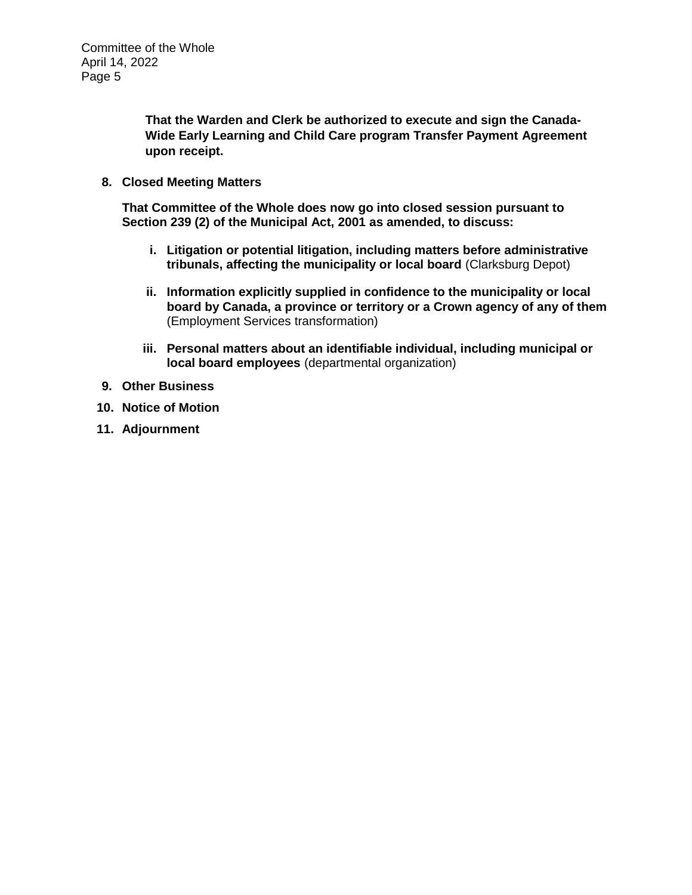**That the Warden and Clerk be authorized to execute and sign the Canada-Wide Early Learning and Child Care program Transfer Payment Agreement upon receipt.**

**8. Closed Meeting Matters**

**That Committee of the Whole does now go into closed session pursuant to Section 239 (2) of the Municipal Act, 2001 as amended, to discuss:**

i. **Litigation or potential litigation, including matters before administrative tribunals, affecting the municipality or local board** (Clarksburg Depot)

ii. **Information explicitly supplied in confidence to the municipality or local board by Canada, a province or territory or a Crown agency of any of them** (Employment Services transformation)

iii. **Personal matters about an identifiable individual, including municipal or local board employees** (departmental organization)

**9. Other Business**

**10. Notice of Motion**

**11. Adjournment**